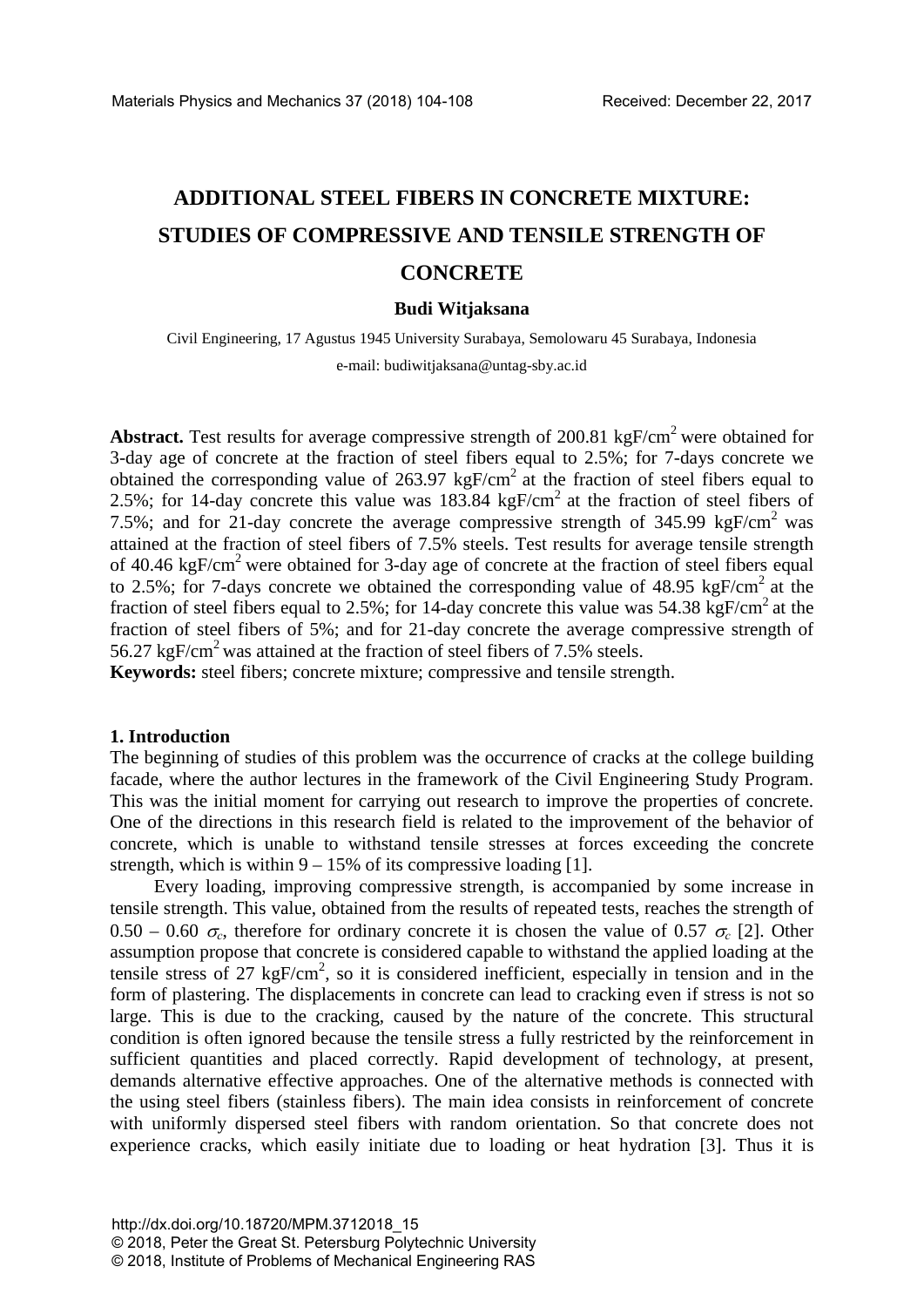# ADDITIONAL STEEL FIBERS IN CONCRETE MIXTURE: STUDIES OF COMPRESSIVE AND TENSILE STRENGTH OF CONCRETE

**Budi Witjaksana**

Civil Engineering, 17 Agustus 1945 University Surabaya, Semolowaru 45 Surabaya, Indonesia

e-mail: budiwitjaksana@untag-sby.ac.id

**Abstract.** Test results for average compressive strength of 200.81 kgF/cm$^2$ were obtained for 3-day age of concrete at the fraction of steel fibers equal to 2.5%; for 7-days concrete we obtained the corresponding value of 263.97 kgF/cm$^2$ at the fraction of steel fibers equal to 2.5%; for 14-day concrete this value was 183.84 kgF/cm$^2$ at the fraction of steel fibers of 7.5%; and for 21-day concrete the average compressive strength of 345.99 kgF/cm$^2$ was attained at the fraction of steel fibers of 7.5% steels. Test results for average tensile strength of 40.46 kgF/cm$^2$ were obtained for 3-day age of concrete at the fraction of steel fibers equal to 2.5%; for 7-days concrete we obtained the corresponding value of 48.95 kgF/cm$^2$ at the fraction of steel fibers equal to 2.5%; for 14-day concrete this value was 54.38 kgF/cm$^2$ at the fraction of steel fibers of 5%; and for 21-day concrete the average compressive strength of 56.27 kgF/cm$^2$ was attained at the fraction of steel fibers of 7.5% steels.

**Keywords:** steel fibers; concrete mixture; compressive and tensile strength.

## 1. Introduction

The beginning of studies of this problem was the occurrence of cracks at the college building facade, where the author lectures in the framework of the Civil Engineering Study Program. This was the initial moment for carrying out research to improve the properties of concrete. One of the directions in this research field is related to the improvement of the behavior of concrete, which is unable to withstand tensile stresses at forces exceeding the concrete strength, which is within 9 – 15% of its compressive loading [1].

Every loading, improving compressive strength, is accompanied by some increase in tensile strength. This value, obtained from the results of repeated tests, reaches the strength of 0.50 – 0.60 $\sigma_c$, therefore for ordinary concrete it is chosen the value of 0.57 $\sigma_c$ [2]. Other assumption propose that concrete is considered capable to withstand the applied loading at the tensile stress of 27 kgF/cm$^2$, so it is considered inefficient, especially in tension and in the form of plastering. The displacements in concrete can lead to cracking even if stress is not so large. This is due to the cracking, caused by the nature of the concrete. This structural condition is often ignored because the tensile stress a fully restricted by the reinforcement in sufficient quantities and placed correctly. Rapid development of technology, at present, demands alternative effective approaches. One of the alternative methods is connected with the using steel fibers (stainless fibers). The main idea consists in reinforcement of concrete with uniformly dispersed steel fibers with random orientation. So that concrete does not experience cracks, which easily initiate due to loading or heat hydration [3]. Thus it is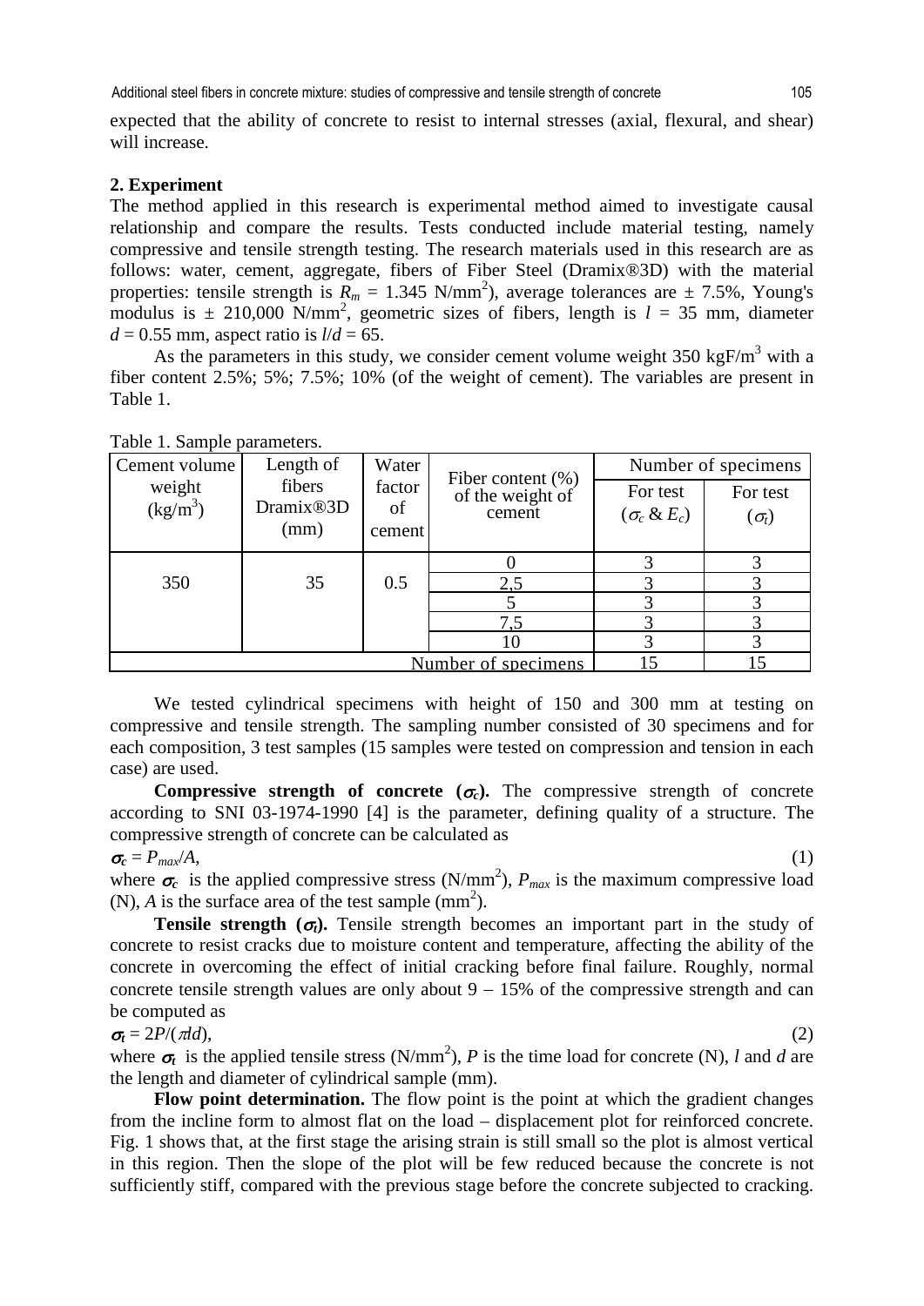expected that the ability of concrete to resist to internal stresses (axial, flexural, and shear) will increase.

## 2. Experiment

The method applied in this research is experimental method aimed to investigate causal relationship and compare the results. Tests conducted include material testing, namely compressive and tensile strength testing. The research materials used in this research are as follows: water, cement, aggregate, fibers of Fiber Steel (Dramix®3D) with the material properties: tensile strength is $R_m$ = 1.345 N/mm$^2$), average tolerances are ± 7.5%, Young's modulus is ± 210,000 N/mm$^2$, geometric sizes of fibers, length is $l$ = 35 mm, diameter $d$ = 0.55 mm, aspect ratio is $l/d$ = 65.

As the parameters in this study, we consider cement volume weight 350 kgF/m$^3$ with a fiber content 2.5%; 5%; 7.5%; 10% (of the weight of cement). The variables are present in Table 1.

Table 1. Sample parameters.

| Cement volume weight (kg/m$^3$) | Length of fibers Dramix®3D (mm) | Water factor of cement | Fiber content (%) of the weight of cement | Number of specimens | |
|---|---|---|---|---|---|
| | | | | For test ($\sigma_c$ & $E_c$) | For test ($\sigma_t$) |
| 350 | 35 | 0.5 | 0 | 3 | 3 |
| | | | 2,5 | 3 | 3 |
| | | | 5 | 3 | 3 |
| | | | 7,5 | 3 | 3 |
| | | | 10 | 3 | 3 |
| Number of specimens | | | | 15 | 15 |

We tested cylindrical specimens with height of 150 and 300 mm at testing on compressive and tensile strength. The sampling number consisted of 30 specimens and for each composition, 3 test samples (15 samples were tested on compression and tension in each case) are used.

**Compressive strength of concrete ($\sigma_c$).** The compressive strength of concrete according to SNI 03-1974-1990 [4] is the parameter, defining quality of a structure. The compressive strength of concrete can be calculated as

$$\sigma_c = P_{max}/A, \tag{1}$$

where $\sigma_c$ is the applied compressive stress (N/mm$^2$), $P_{max}$ is the maximum compressive load (N), $A$ is the surface area of the test sample (mm$^2$).

**Tensile strength ($\sigma_t$).** Tensile strength becomes an important part in the study of concrete to resist cracks due to moisture content and temperature, affecting the ability of the concrete in overcoming the effect of initial cracking before final failure. Roughly, normal concrete tensile strength values are only about 9 – 15% of the compressive strength and can be computed as

$$\sigma_t = 2P/(\pi l d), \tag{2}$$

where $\sigma_t$ is the applied tensile stress (N/mm$^2$), $P$ is the time load for concrete (N), $l$ and $d$ are the length and diameter of cylindrical sample (mm).

**Flow point determination.** The flow point is the point at which the gradient changes from the incline form to almost flat on the load – displacement plot for reinforced concrete. Fig. 1 shows that, at the first stage the arising strain is still small so the plot is almost vertical in this region. Then the slope of the plot will be few reduced because the concrete is not sufficiently stiff, compared with the previous stage before the concrete subjected to cracking.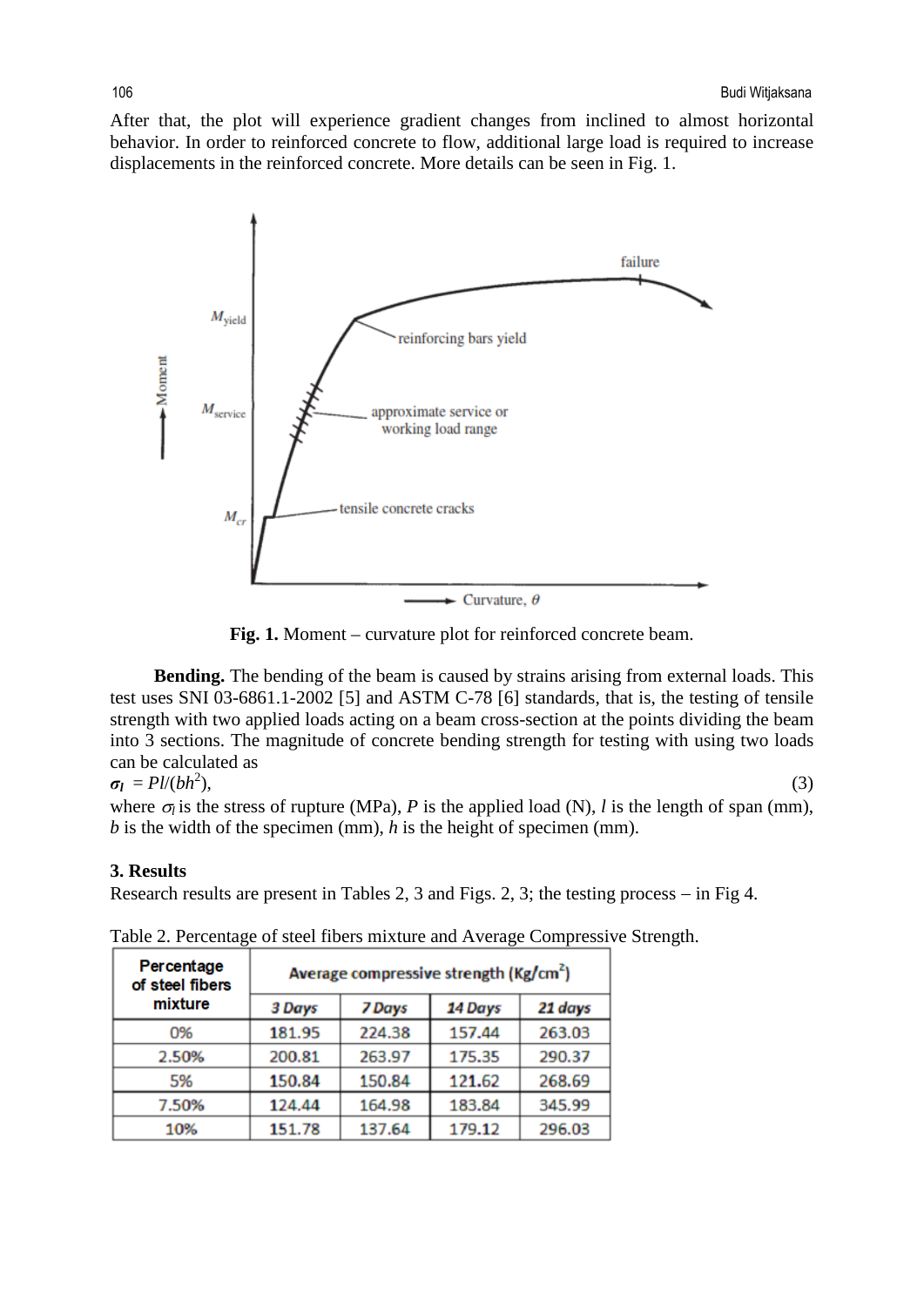After that, the plot will experience gradient changes from inclined to almost horizontal behavior. In order to reinforced concrete to flow, additional large load is required to increase displacements in the reinforced concrete. More details can be seen in Fig. 1.

**Fig. 1.** Moment – curvature plot for reinforced concrete beam.

**Bending.** The bending of the beam is caused by strains arising from external loads. This test uses SNI 03-6861.1-2002 [5] and ASTM C-78 [6] standards, that is, the testing of tensile strength with two applied loads acting on a beam cross-section at the points dividing the beam into 3 sections. The magnitude of concrete bending strength for testing with using two loads can be calculated as

$$\sigma_l = Pl/(bh^2), \quad (3)$$

where $\sigma_l$ is the stress of rupture (MPa), $P$ is the applied load (N), $l$ is the length of span (mm), $b$ is the width of the specimen (mm), $h$ is the height of specimen (mm).

## 3. Results

Research results are present in Tables 2, 3 and Figs. 2, 3; the testing process – in Fig 4.

Table 2. Percentage of steel fibers mixture and Average Compressive Strength.

| Percentage of steel fibers mixture | Average compressive strength (Kg/cm$^2$) | | | |
|---|---|---|---|---|
| | *3 Days* | *7 Days* | *14 Days* | *21 days* |
| 0% | 181.95 | 224.38 | 157.44 | 263.03 |
| 2.50% | 200.81 | 263.97 | 175.35 | 290.37 |
| 5% | 150.84 | 150.84 | 121.62 | 268.69 |
| 7.50% | 124.44 | 164.98 | 183.84 | 345.99 |
| 10% | 151.78 | 137.64 | 179.12 | 296.03 |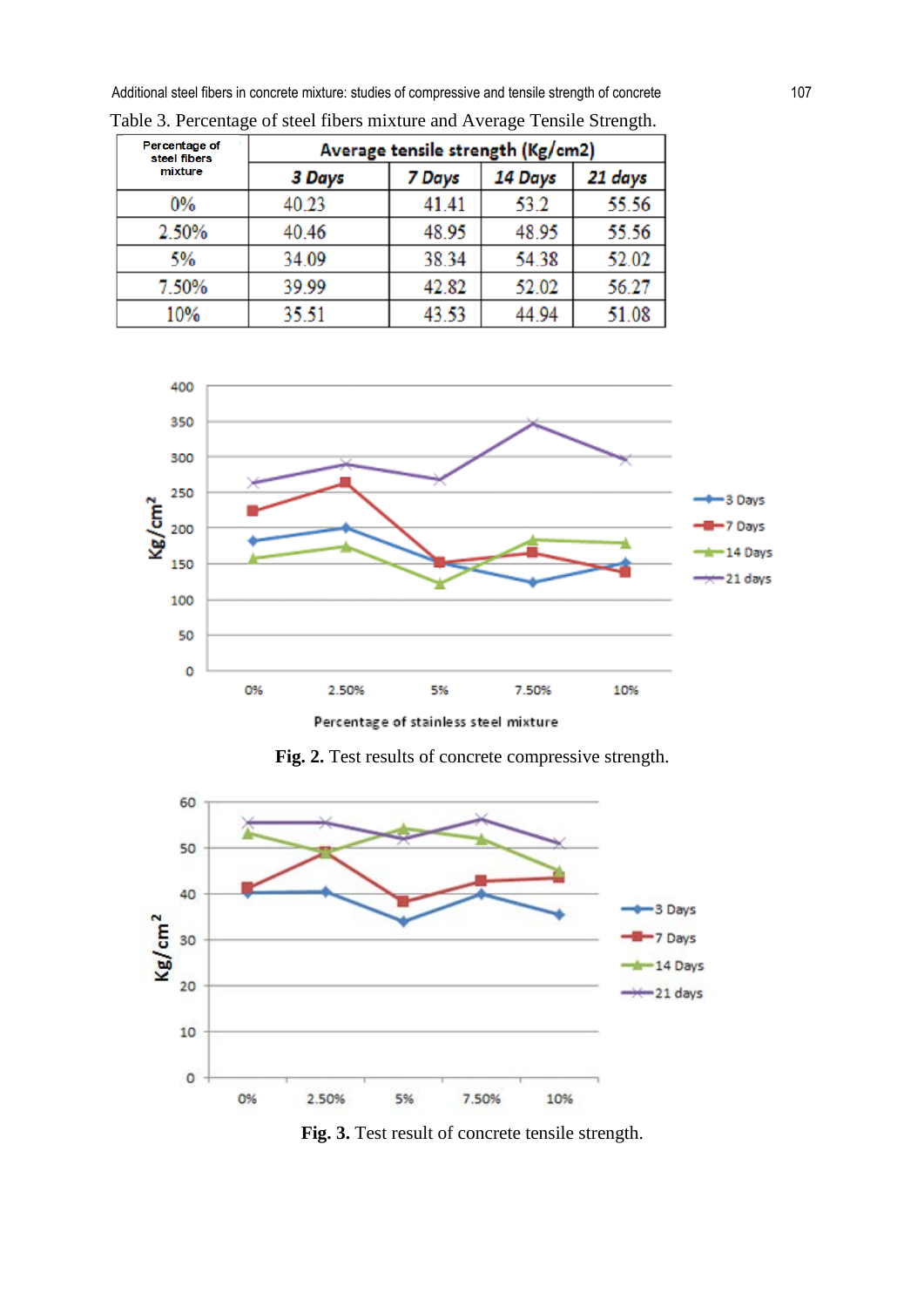Table 3. Percentage of steel fibers mixture and Average Tensile Strength.

| Percentage of steel fibers mixture | Average tensile strength (Kg/cm2) | | | |
|---|---|---|---|---|
| | 3 Days | 7 Days | 14 Days | 21 days |
| 0% | 40.23 | 41.41 | 53.2 | 55.56 |
| 2.50% | 40.46 | 48.95 | 48.95 | 55.56 |
| 5% | 34.09 | 38.34 | 54.38 | 52.02 |
| 7.50% | 39.99 | 42.82 | 52.02 | 56.27 |
| 10% | 35.51 | 43.53 | 44.94 | 51.08 |

**Fig. 2.** Test results of concrete compressive strength.

**Fig. 3.** Test result of concrete tensile strength.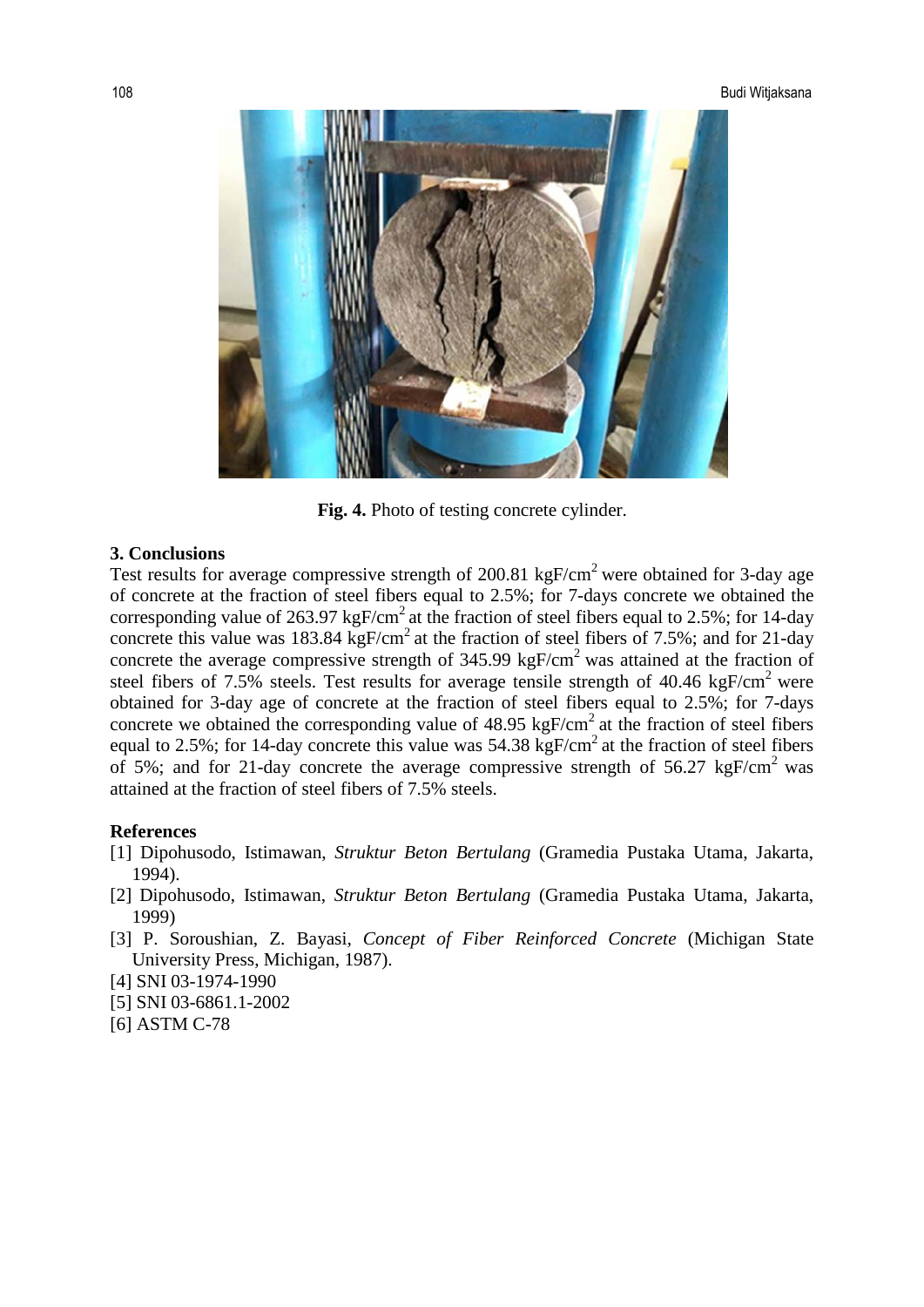**Fig. 4.** Photo of testing concrete cylinder.

## 3. Conclusions

Test results for average compressive strength of 200.81 $kgF/cm^2$ were obtained for 3-day age of concrete at the fraction of steel fibers equal to 2.5%; for 7-days concrete we obtained the corresponding value of 263.97 $kgF/cm^2$ at the fraction of steel fibers equal to 2.5%; for 14-day concrete this value was 183.84 $kgF/cm^2$ at the fraction of steel fibers of 7.5%; and for 21-day concrete the average compressive strength of 345.99 $kgF/cm^2$ was attained at the fraction of steel fibers of 7.5% steels. Test results for average tensile strength of 40.46 $kgF/cm^2$ were obtained for 3-day age of concrete at the fraction of steel fibers equal to 2.5%; for 7-days concrete we obtained the corresponding value of 48.95 $kgF/cm^2$ at the fraction of steel fibers equal to 2.5%; for 14-day concrete this value was 54.38 $kgF/cm^2$ at the fraction of steel fibers of 5%; and for 21-day concrete the average compressive strength of 56.27 $kgF/cm^2$ was attained at the fraction of steel fibers of 7.5% steels.

## References

[1] Dipohusodo, Istimawan, *Struktur Beton Bertulang* (Gramedia Pustaka Utama, Jakarta, 1994).

[2] Dipohusodo, Istimawan, *Struktur Beton Bertulang* (Gramedia Pustaka Utama, Jakarta, 1999)

[3] P. Soroushian, Z. Bayasi, *Concept of Fiber Reinforced Concrete* (Michigan State University Press, Michigan, 1987).

[4] SNI 03-1974-1990

[5] SNI 03-6861.1-2002

[6] ASTM C-78